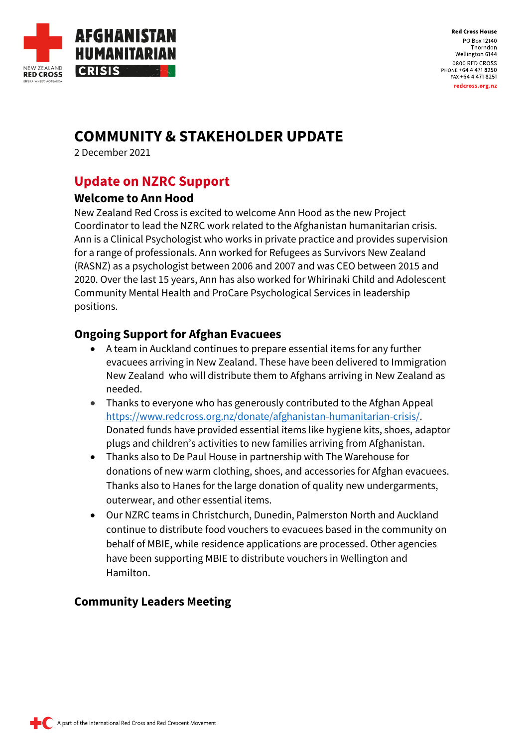# COMMUNITY & STAKEHOLDER UPDATE

2 December 2021

## Update on NZRC Support

### Welcome to Ann Hood

New Zealand Red Cross is excited to welcome Ann Hood as the new Project Coordinator to lead the NZRC work related to the Afghanistan humanitarian crisis. Ann is a Clinical Psychologist who works in private practice and provides supervision for a range of professionals. Ann worked for Refugees as Survivors New Zealand (RASNZ) as a psychologist between 2006 and 2007 and was CEO between 2015 and 2020. Over the last 15 years, Ann has also worked for Whirinaki Child and Adolescent Community Mental Health and ProCare Psychological Services in leadership positions.

### Ongoing Support for Afghan Evacuees

- A team in Auckland continues to prepare essential items for any further evacuees arriving in New Zealand. These have been delivered to Immigration New Zealand who will distribute them to Afghans arriving in New Zealand as needed.
- Thanks to everyone who has generously contributed to the Afghan Appeal https://www.redcross.org.nz/donate/afghanistan-humanitarian-crisis/. Donated funds have provided essential items like hygiene kits, shoes, adaptor plugs and children's activities to new families arriving from Afghanistan.
- Thanks also to De Paul House in partnership with The Warehouse for donations of new warm clothing, shoes, and accessories for Afghan evacuees. Thanks also to Hanes for the large donation of quality new undergarments, outerwear, and other essential items.
- Our NZRC teams in Christchurch, Dunedin, Palmerston North and Auckland continue to distribute food vouchers to evacuees based in the community on behalf of MBIE, while residence applications are processed. Other agencies have been supporting MBIE to distribute vouchers in Wellington and Hamilton.

### Community Leaders Meeting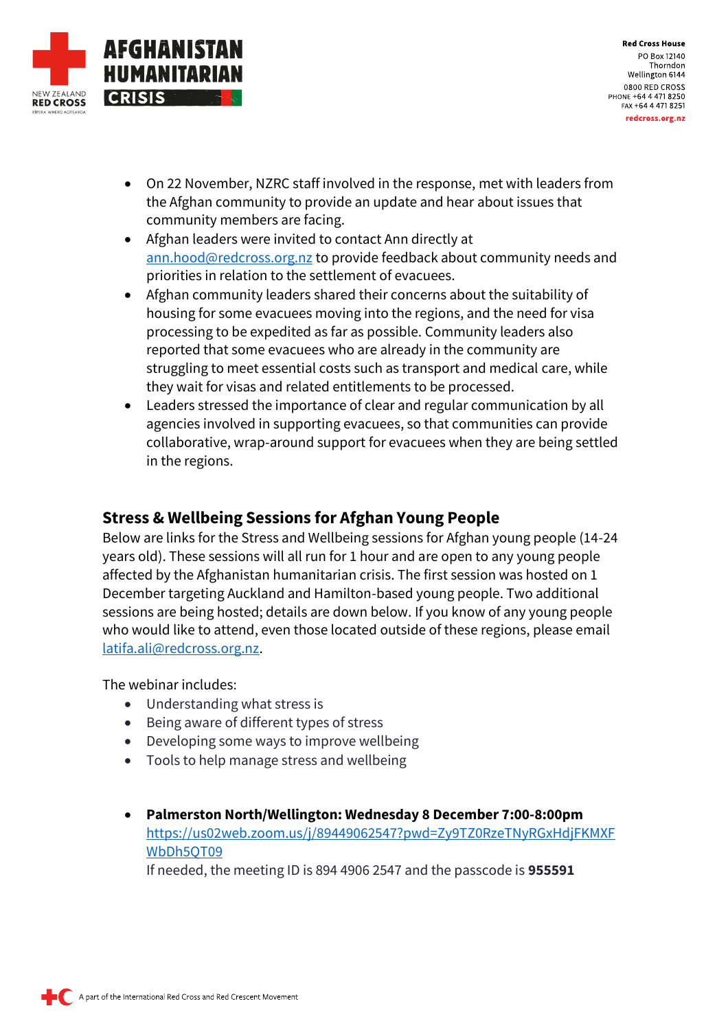- On 22 November, NZRC staff involved in the response, met with leaders from the Afghan community to provide an update and hear about issues that community members are facing.
- Afghan leaders were invited to contact Ann directly at ann.hood@redcross.org.nz to provide feedback about community needs and priorities in relation to the settlement of evacuees.
- Afghan community leaders shared their concerns about the suitability of housing for some evacuees moving into the regions, and the need for visa processing to be expedited as far as possible. Community leaders also reported that some evacuees who are already in the community are struggling to meet essential costs such as transport and medical care, while they wait for visas and related entitlements to be processed.
- Leaders stressed the importance of clear and regular communication by all agencies involved in supporting evacuees, so that communities can provide collaborative, wrap-around support for evacuees when they are being settled in the regions.

## Stress & Wellbeing Sessions for Afghan Young People

Below are links for the Stress and Wellbeing sessions for Afghan young people (14-24 years old). These sessions will all run for 1 hour and are open to any young people affected by the Afghanistan humanitarian crisis. The first session was hosted on 1 December targeting Auckland and Hamilton-based young people. Two additional sessions are being hosted; details are down below. If you know of any young people who would like to attend, even those located outside of these regions, please email latifa.ali@redcross.org.nz.

The webinar includes:

- Understanding what stress is
- Being aware of different types of stress
- Developing some ways to improve wellbeing
- Tools to help manage stress and wellbeing

- **Palmerston North/Wellington: Wednesday 8 December 7:00-8:00pm**
  https://us02web.zoom.us/j/89449062547?pwd=Zy9TZ0RzeTNyRGxHdjFKMXFWbDh5QT09
  If needed, the meeting ID is 894 4906 2547 and the passcode is **955591**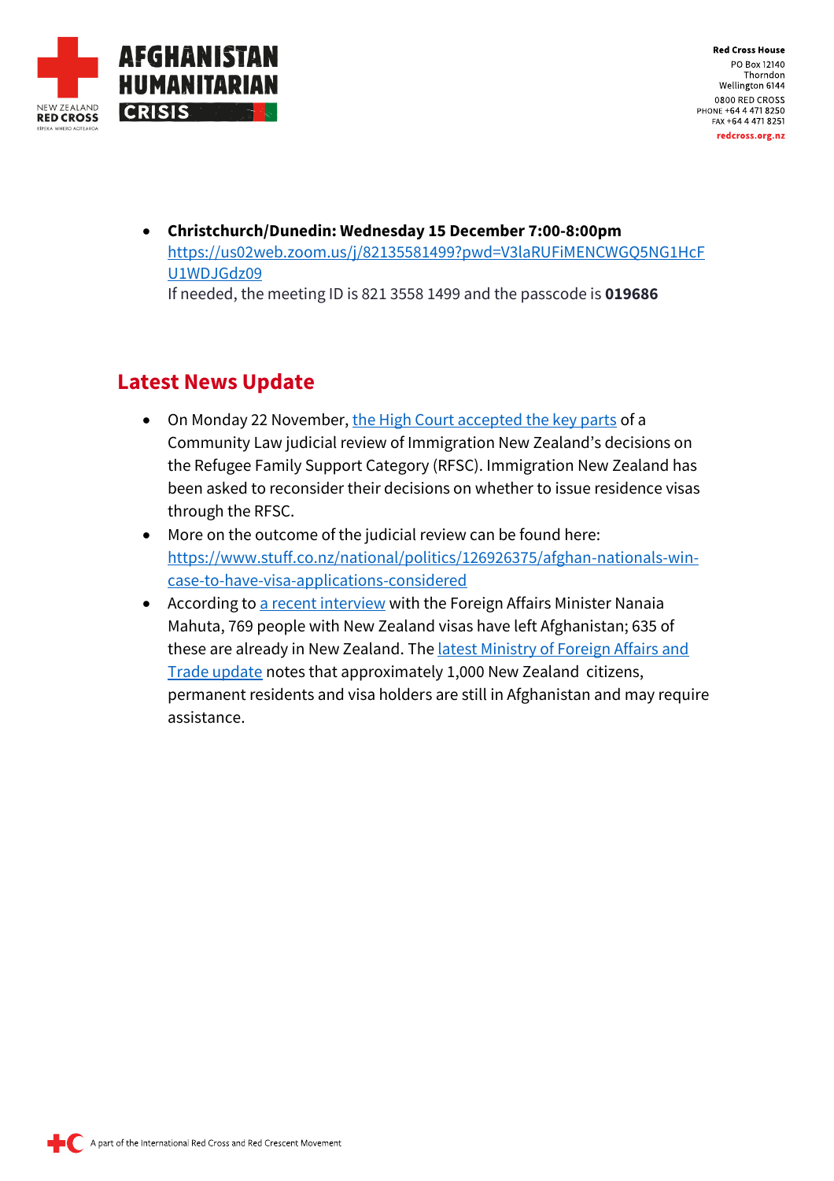- **Christchurch/Dunedin: Wednesday 15 December 7:00-8:00pm** https://us02web.zoom.us/j/82135581499?pwd=V3laRUFiMENCWGQ5NG1HcFU1WDJGdz09
  If needed, the meeting ID is 821 3558 1499 and the passcode is **019686**

## Latest News Update

- On Monday 22 November, the High Court accepted the key parts of a Community Law judicial review of Immigration New Zealand's decisions on the Refugee Family Support Category (RFSC). Immigration New Zealand has been asked to reconsider their decisions on whether to issue residence visas through the RFSC.
- More on the outcome of the judicial review can be found here: https://www.stuff.co.nz/national/politics/126926375/afghan-nationals-win-case-to-have-visa-applications-considered
- According to a recent interview with the Foreign Affairs Minister Nanaia Mahuta, 769 people with New Zealand visas have left Afghanistan; 635 of these are already in New Zealand. The latest Ministry of Foreign Affairs and Trade update notes that approximately 1,000 New Zealand citizens, permanent residents and visa holders are still in Afghanistan and may require assistance.